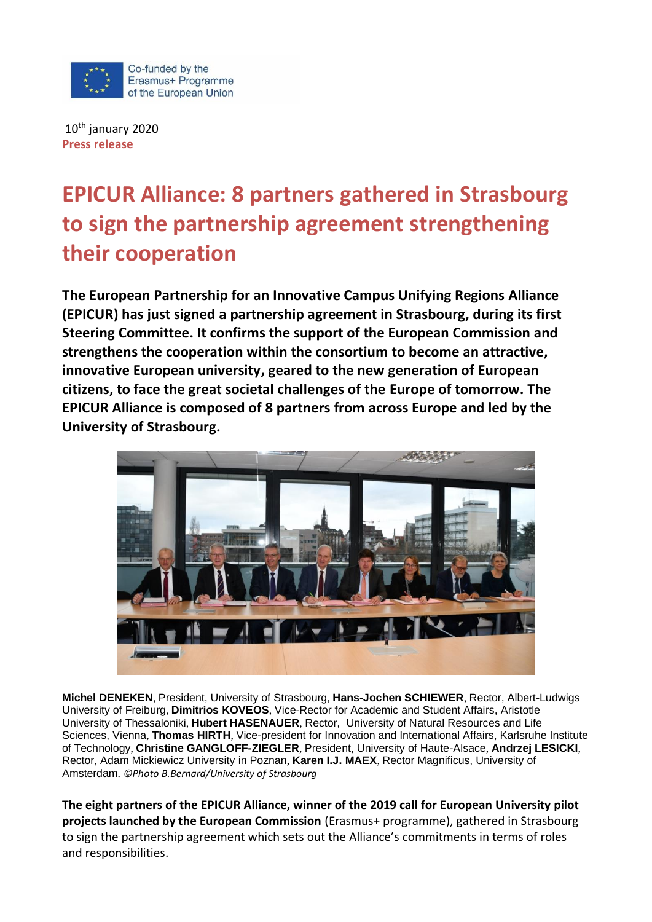Co-funded by the Erasmus+ Programme of the European Union

10th january 2020
**Press release**

# EPICUR Alliance: 8 partners gathered in Strasbourg to sign the partnership agreement strengthening their cooperation

**The European Partnership for an Innovative Campus Unifying Regions Alliance (EPICUR) has just signed a partnership agreement in Strasbourg, during its first Steering Committee. It confirms the support of the European Commission and strengthens the cooperation within the consortium to become an attractive, innovative European university, geared to the new generation of European citizens, to face the great societal challenges of the Europe of tomorrow. The EPICUR Alliance is composed of 8 partners from across Europe and led by the University of Strasbourg.**

**Michel DENEKEN**, President, University of Strasbourg, **Hans-Jochen SCHIEWER**, Rector, Albert-Ludwigs University of Freiburg, **Dimitrios KOVEOS**, Vice-Rector for Academic and Student Affairs, Aristotle University of Thessaloniki, **Hubert HASENAUER**, Rector, University of Natural Resources and Life Sciences, Vienna, **Thomas HIRTH**, Vice-president for Innovation and International Affairs, Karlsruhe Institute of Technology, **Christine GANGLOFF-ZIEGLER**, President, University of Haute-Alsace, **Andrzej LESICKI**, Rector, Adam Mickiewicz University in Poznan, **Karen I.J. MAEX**, Rector Magnificus, University of Amsterdam. *©Photo B.Bernard/University of Strasbourg*

**The eight partners of the EPICUR Alliance, winner of the 2019 call for European University pilot projects launched by the European Commission** (Erasmus+ programme), gathered in Strasbourg to sign the partnership agreement which sets out the Alliance's commitments in terms of roles and responsibilities.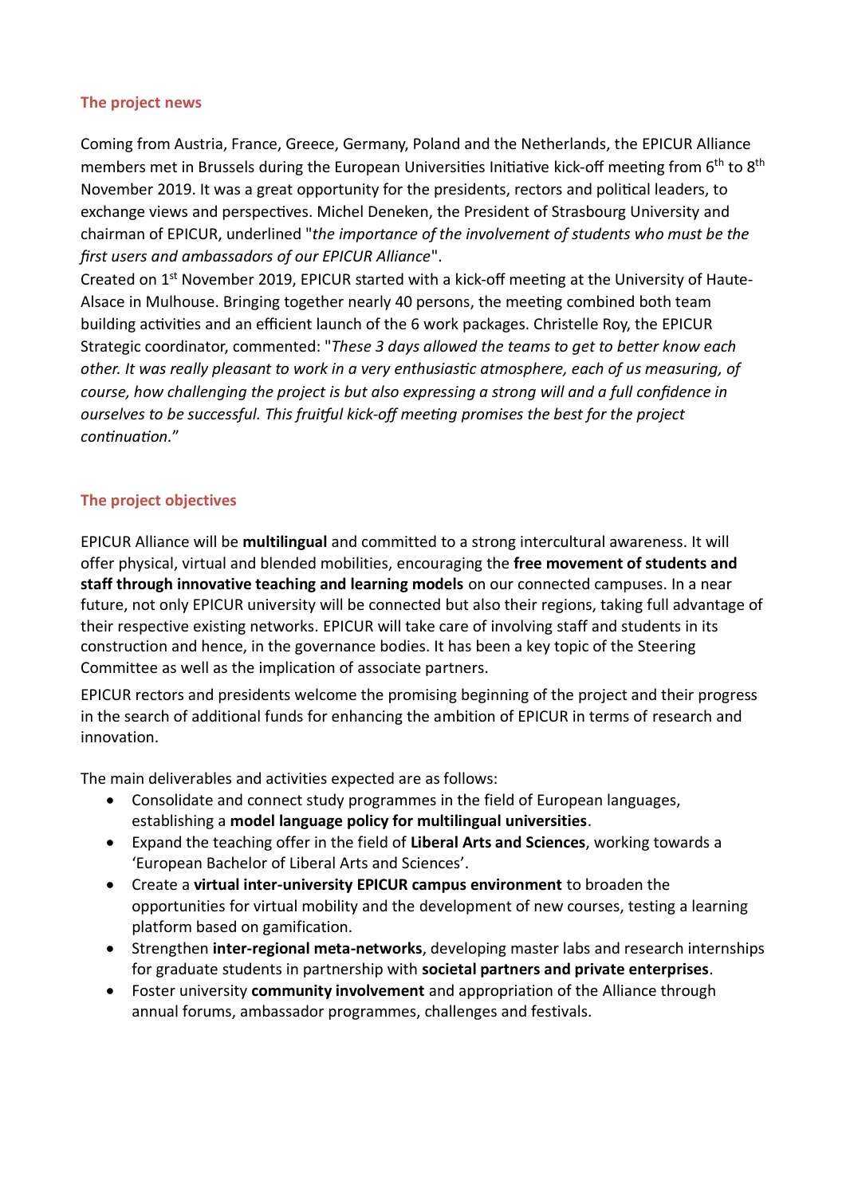## The project news

Coming from Austria, France, Greece, Germany, Poland and the Netherlands, the EPICUR Alliance members met in Brussels during the European Universities Initiative kick-off meeting from 6th to 8th November 2019. It was a great opportunity for the presidents, rectors and political leaders, to exchange views and perspectives. Michel Deneken, the President of Strasbourg University and chairman of EPICUR, underlined "*the importance of the involvement of students who must be the first users and ambassadors of our EPICUR Alliance*".

Created on 1st November 2019, EPICUR started with a kick-off meeting at the University of Haute-Alsace in Mulhouse. Bringing together nearly 40 persons, the meeting combined both team building activities and an efficient launch of the 6 work packages. Christelle Roy, the EPICUR Strategic coordinator, commented: "*These 3 days allowed the teams to get to better know each other. It was really pleasant to work in a very enthusiastic atmosphere, each of us measuring, of course, how challenging the project is but also expressing a strong will and a full confidence in ourselves to be successful. This fruitful kick-off meeting promises the best for the project continuation.*"

## The project objectives

EPICUR Alliance will be **multilingual** and committed to a strong intercultural awareness. It will offer physical, virtual and blended mobilities, encouraging the **free movement of students and staff through innovative teaching and learning models** on our connected campuses. In a near future, not only EPICUR university will be connected but also their regions, taking full advantage of their respective existing networks. EPICUR will take care of involving staff and students in its construction and hence, in the governance bodies. It has been a key topic of the Steering Committee as well as the implication of associate partners.

EPICUR rectors and presidents welcome the promising beginning of the project and their progress in the search of additional funds for enhancing the ambition of EPICUR in terms of research and innovation.

The main deliverables and activities expected are as follows:

- Consolidate and connect study programmes in the field of European languages, establishing a **model language policy for multilingual universities**.
- Expand the teaching offer in the field of **Liberal Arts and Sciences**, working towards a 'European Bachelor of Liberal Arts and Sciences'.
- Create a **virtual inter-university EPICUR campus environment** to broaden the opportunities for virtual mobility and the development of new courses, testing a learning platform based on gamification.
- Strengthen **inter-regional meta-networks**, developing master labs and research internships for graduate students in partnership with **societal partners and private enterprises**.
- Foster university **community involvement** and appropriation of the Alliance through annual forums, ambassador programmes, challenges and festivals.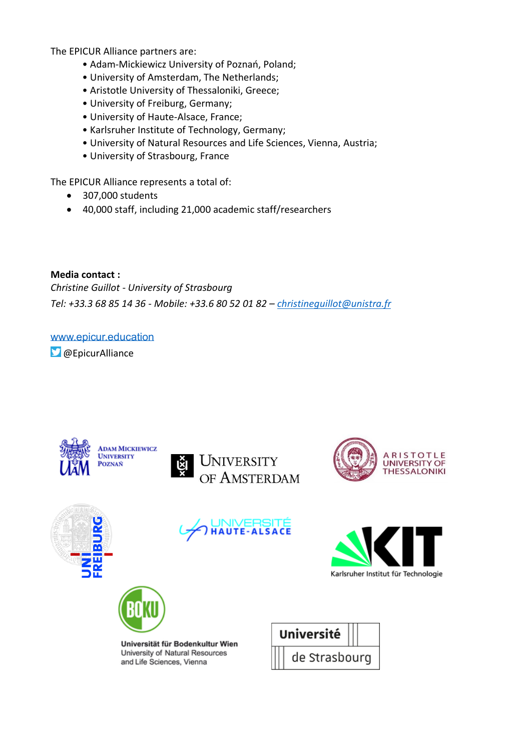The EPICUR Alliance partners are:

- Adam-Mickiewicz University of Poznań, Poland;
- University of Amsterdam, The Netherlands;
- Aristotle University of Thessaloniki, Greece;
- University of Freiburg, Germany;
- University of Haute-Alsace, France;
- Karlsruher Institute of Technology, Germany;
- University of Natural Resources and Life Sciences, Vienna, Austria;
- University of Strasbourg, France

The EPICUR Alliance represents a total of:

- 307,000 students
- 40,000 staff, including 21,000 academic staff/researchers

**Media contact :**
*Christine Guillot - University of Strasbourg*
*Tel: +33.3 68 85 14 36 - Mobile: +33.6 80 52 01 82 – christineguillot@unistra.fr*

www.epicur.education
@EpicurAlliance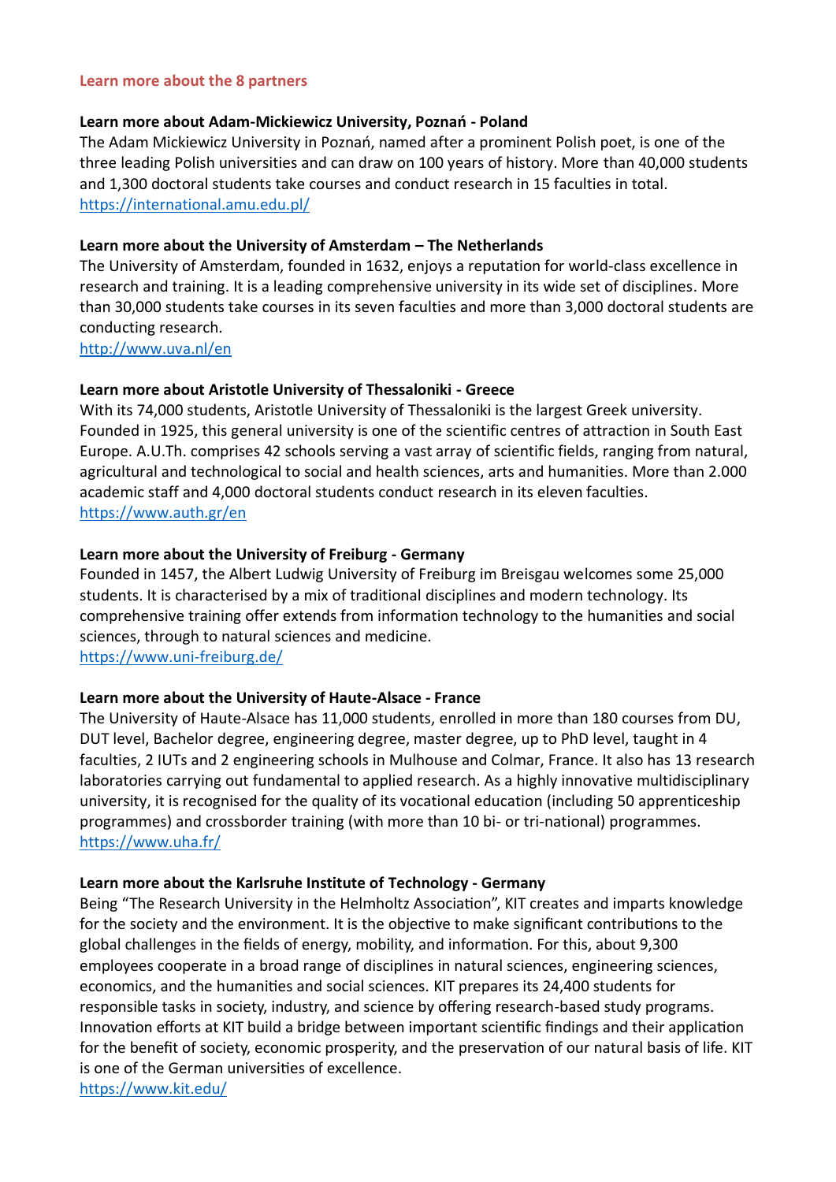## Learn more about the 8 partners

**Learn more about Adam-Mickiewicz University, Poznań - Poland**

The Adam Mickiewicz University in Poznań, named after a prominent Polish poet, is one of the three leading Polish universities and can draw on 100 years of history. More than 40,000 students and 1,300 doctoral students take courses and conduct research in 15 faculties in total.
https://international.amu.edu.pl/

**Learn more about the University of Amsterdam – The Netherlands**

The University of Amsterdam, founded in 1632, enjoys a reputation for world-class excellence in research and training. It is a leading comprehensive university in its wide set of disciplines. More than 30,000 students take courses in its seven faculties and more than 3,000 doctoral students are conducting research.
http://www.uva.nl/en

**Learn more about Aristotle University of Thessaloniki - Greece**

With its 74,000 students, Aristotle University of Thessaloniki is the largest Greek university. Founded in 1925, this general university is one of the scientific centres of attraction in South East Europe. A.U.Th. comprises 42 schools serving a vast array of scientific fields, ranging from natural, agricultural and technological to social and health sciences, arts and humanities. More than 2.000 academic staff and 4,000 doctoral students conduct research in its eleven faculties.
https://www.auth.gr/en

**Learn more about the University of Freiburg - Germany**

Founded in 1457, the Albert Ludwig University of Freiburg im Breisgau welcomes some 25,000 students. It is characterised by a mix of traditional disciplines and modern technology. Its comprehensive training offer extends from information technology to the humanities and social sciences, through to natural sciences and medicine.
https://www.uni-freiburg.de/

**Learn more about the University of Haute-Alsace - France**

The University of Haute-Alsace has 11,000 students, enrolled in more than 180 courses from DU, DUT level, Bachelor degree, engineering degree, master degree, up to PhD level, taught in 4 faculties, 2 IUTs and 2 engineering schools in Mulhouse and Colmar, France. It also has 13 research laboratories carrying out fundamental to applied research. As a highly innovative multidisciplinary university, it is recognised for the quality of its vocational education (including 50 apprenticeship programmes) and crossborder training (with more than 10 bi- or tri-national) programmes.
https://www.uha.fr/

**Learn more about the Karlsruhe Institute of Technology - Germany**

Being "The Research University in the Helmholtz Association", KIT creates and imparts knowledge for the society and the environment. It is the objective to make significant contributions to the global challenges in the fields of energy, mobility, and information. For this, about 9,300 employees cooperate in a broad range of disciplines in natural sciences, engineering sciences, economics, and the humanities and social sciences. KIT prepares its 24,400 students for responsible tasks in society, industry, and science by offering research-based study programs. Innovation efforts at KIT build a bridge between important scientific findings and their application for the benefit of society, economic prosperity, and the preservation of our natural basis of life. KIT is one of the German universities of excellence.
https://www.kit.edu/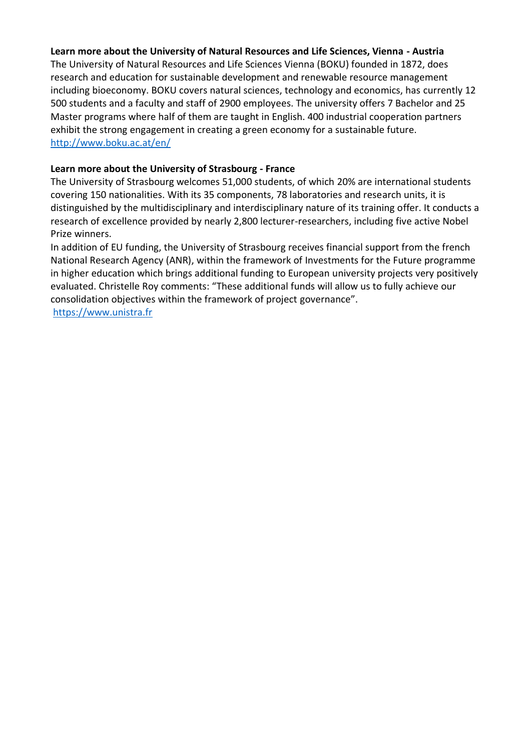**Learn more about the University of Natural Resources and Life Sciences, Vienna - Austria**

The University of Natural Resources and Life Sciences Vienna (BOKU) founded in 1872, does research and education for sustainable development and renewable resource management including bioeconomy. BOKU covers natural sciences, technology and economics, has currently 12 500 students and a faculty and staff of 2900 employees. The university offers 7 Bachelor and 25 Master programs where half of them are taught in English. 400 industrial cooperation partners exhibit the strong engagement in creating a green economy for a sustainable future.
http://www.boku.ac.at/en/

**Learn more about the University of Strasbourg - France**

The University of Strasbourg welcomes 51,000 students, of which 20% are international students covering 150 nationalities. With its 35 components, 78 laboratories and research units, it is distinguished by the multidisciplinary and interdisciplinary nature of its training offer. It conducts a research of excellence provided by nearly 2,800 lecturer-researchers, including five active Nobel Prize winners.

In addition of EU funding, the University of Strasbourg receives financial support from the french National Research Agency (ANR), within the framework of Investments for the Future programme in higher education which brings additional funding to European university projects very positively evaluated. Christelle Roy comments: "These additional funds will allow us to fully achieve our consolidation objectives within the framework of project governance".
https://www.unistra.fr